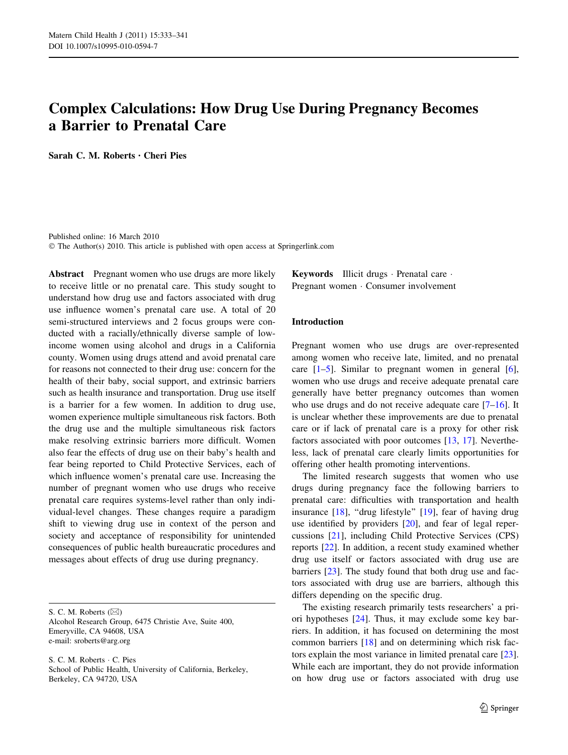# Complex Calculations: How Drug Use During Pregnancy Becomes a Barrier to Prenatal Care

**Sarah C. M. Roberts · Cheri Pies**

Published online: 16 March 2010
© The Author(s) 2010. This article is published with open access at Springerlink.com

**Abstract** Pregnant women who use drugs are more likely to receive little or no prenatal care. This study sought to understand how drug use and factors associated with drug use influence women's prenatal care use. A total of 20 semi-structured interviews and 2 focus groups were conducted with a racially/ethnically diverse sample of low-income women using alcohol and drugs in a California county. Women using drugs attend and avoid prenatal care for reasons not connected to their drug use: concern for the health of their baby, social support, and extrinsic barriers such as health insurance and transportation. Drug use itself is a barrier for a few women. In addition to drug use, women experience multiple simultaneous risk factors. Both the drug use and the multiple simultaneous risk factors make resolving extrinsic barriers more difficult. Women also fear the effects of drug use on their baby's health and fear being reported to Child Protective Services, each of which influence women's prenatal care use. Increasing the number of pregnant women who use drugs who receive prenatal care requires systems-level rather than only individual-level changes. These changes require a paradigm shift to viewing drug use in context of the person and society and acceptance of responsibility for unintended consequences of public health bureaucratic procedures and messages about effects of drug use during pregnancy.

**Keywords** Illicit drugs · Prenatal care · Pregnant women · Consumer involvement

S. C. M. Roberts (✉)
Alcohol Research Group, 6475 Christie Ave, Suite 400, Emeryville, CA 94608, USA
e-mail: sroberts@arg.org

S. C. M. Roberts · C. Pies
School of Public Health, University of California, Berkeley, Berkeley, CA 94720, USA

## Introduction

Pregnant women who use drugs are over-represented among women who receive late, limited, and no prenatal care [1–5]. Similar to pregnant women in general [6], women who use drugs and receive adequate prenatal care generally have better pregnancy outcomes than women who use drugs and do not receive adequate care [7–16]. It is unclear whether these improvements are due to prenatal care or if lack of prenatal care is a proxy for other risk factors associated with poor outcomes [13, 17]. Nevertheless, lack of prenatal care clearly limits opportunities for offering other health promoting interventions.

The limited research suggests that women who use drugs during pregnancy face the following barriers to prenatal care: difficulties with transportation and health insurance [18], "drug lifestyle" [19], fear of having drug use identified by providers [20], and fear of legal repercussions [21], including Child Protective Services (CPS) reports [22]. In addition, a recent study examined whether drug use itself or factors associated with drug use are barriers [23]. The study found that both drug use and factors associated with drug use are barriers, although this differs depending on the specific drug.

The existing research primarily tests researchers' a priori hypotheses [24]. Thus, it may exclude some key barriers. In addition, it has focused on determining the most common barriers [18] and on determining which risk factors explain the most variance in limited prenatal care [23]. While each are important, they do not provide information on how drug use or factors associated with drug use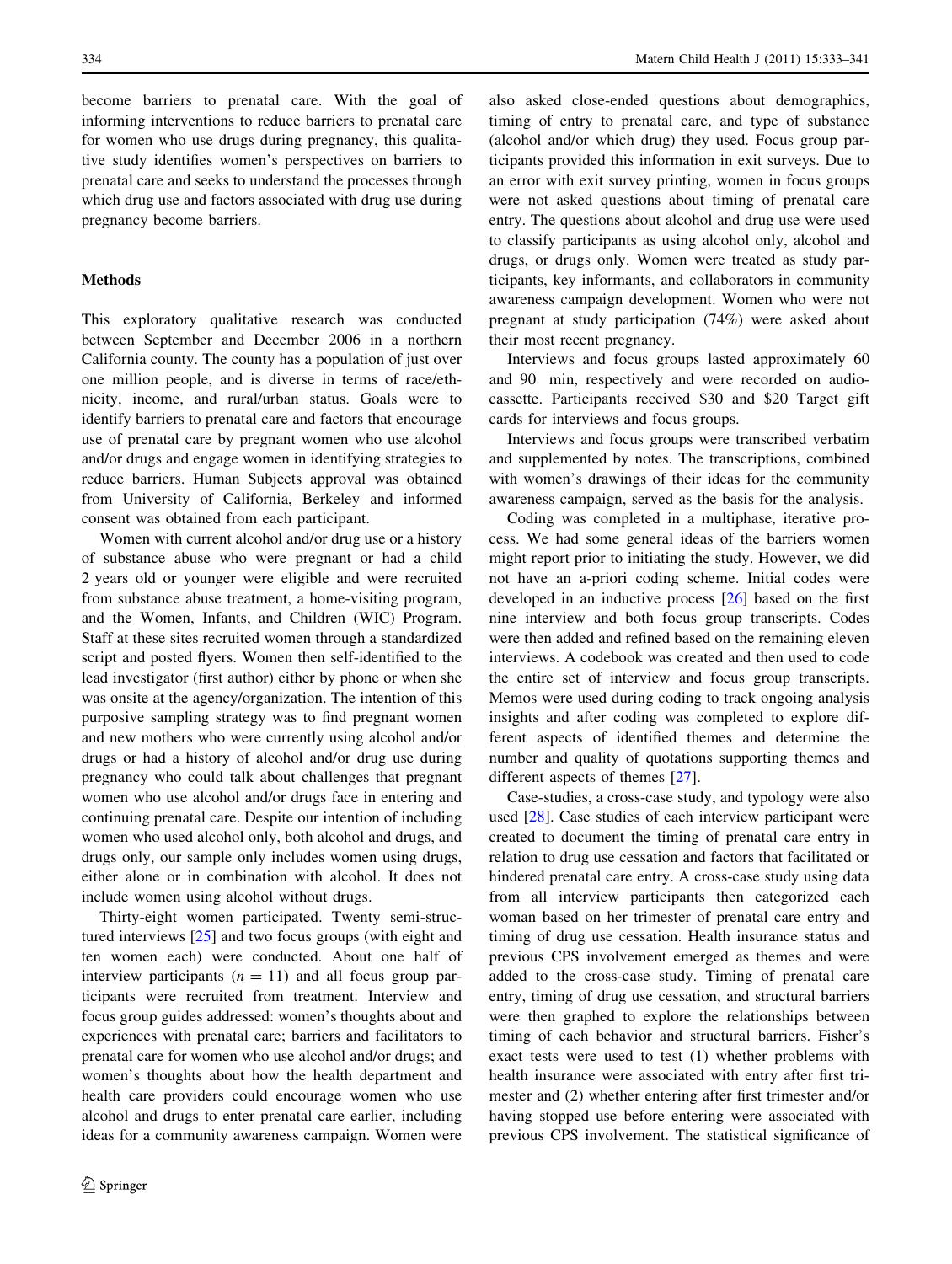become barriers to prenatal care. With the goal of informing interventions to reduce barriers to prenatal care for women who use drugs during pregnancy, this qualitative study identifies women's perspectives on barriers to prenatal care and seeks to understand the processes through which drug use and factors associated with drug use during pregnancy become barriers.

## Methods

This exploratory qualitative research was conducted between September and December 2006 in a northern California county. The county has a population of just over one million people, and is diverse in terms of race/ethnicity, income, and rural/urban status. Goals were to identify barriers to prenatal care and factors that encourage use of prenatal care by pregnant women who use alcohol and/or drugs and engage women in identifying strategies to reduce barriers. Human Subjects approval was obtained from University of California, Berkeley and informed consent was obtained from each participant.

Women with current alcohol and/or drug use or a history of substance abuse who were pregnant or had a child 2 years old or younger were eligible and were recruited from substance abuse treatment, a home-visiting program, and the Women, Infants, and Children (WIC) Program. Staff at these sites recruited women through a standardized script and posted flyers. Women then self-identified to the lead investigator (first author) either by phone or when she was onsite at the agency/organization. The intention of this purposive sampling strategy was to find pregnant women and new mothers who were currently using alcohol and/or drugs or had a history of alcohol and/or drug use during pregnancy who could talk about challenges that pregnant women who use alcohol and/or drugs face in entering and continuing prenatal care. Despite our intention of including women who used alcohol only, both alcohol and drugs, and drugs only, our sample only includes women using drugs, either alone or in combination with alcohol. It does not include women using alcohol without drugs.

Thirty-eight women participated. Twenty semi-structured interviews [25] and two focus groups (with eight and ten women each) were conducted. About one half of interview participants ($n = 11$) and all focus group participants were recruited from treatment. Interview and focus group guides addressed: women's thoughts about and experiences with prenatal care; barriers and facilitators to prenatal care for women who use alcohol and/or drugs; and women's thoughts about how the health department and health care providers could encourage women who use alcohol and drugs to enter prenatal care earlier, including ideas for a community awareness campaign. Women were also asked close-ended questions about demographics, timing of entry to prenatal care, and type of substance (alcohol and/or which drug) they used. Focus group participants provided this information in exit surveys. Due to an error with exit survey printing, women in focus groups were not asked questions about timing of prenatal care entry. The questions about alcohol and drug use were used to classify participants as using alcohol only, alcohol and drugs, or drugs only. Women were treated as study participants, key informants, and collaborators in community awareness campaign development. Women who were not pregnant at study participation (74%) were asked about their most recent pregnancy.

Interviews and focus groups lasted approximately 60 and 90 min, respectively and were recorded on audiocassette. Participants received $30 and $20 Target gift cards for interviews and focus groups.

Interviews and focus groups were transcribed verbatim and supplemented by notes. The transcriptions, combined with women's drawings of their ideas for the community awareness campaign, served as the basis for the analysis.

Coding was completed in a multiphase, iterative process. We had some general ideas of the barriers women might report prior to initiating the study. However, we did not have an a-priori coding scheme. Initial codes were developed in an inductive process [26] based on the first nine interview and both focus group transcripts. Codes were then added and refined based on the remaining eleven interviews. A codebook was created and then used to code the entire set of interview and focus group transcripts. Memos were used during coding to track ongoing analysis insights and after coding was completed to explore different aspects of identified themes and determine the number and quality of quotations supporting themes and different aspects of themes [27].

Case-studies, a cross-case study, and typology were also used [28]. Case studies of each interview participant were created to document the timing of prenatal care entry in relation to drug use cessation and factors that facilitated or hindered prenatal care entry. A cross-case study using data from all interview participants then categorized each woman based on her trimester of prenatal care entry and timing of drug use cessation. Health insurance status and previous CPS involvement emerged as themes and were added to the cross-case study. Timing of prenatal care entry, timing of drug use cessation, and structural barriers were then graphed to explore the relationships between timing of each behavior and structural barriers. Fisher's exact tests were used to test (1) whether problems with health insurance were associated with entry after first trimester and (2) whether entering after first trimester and/or having stopped use before entering were associated with previous CPS involvement. The statistical significance of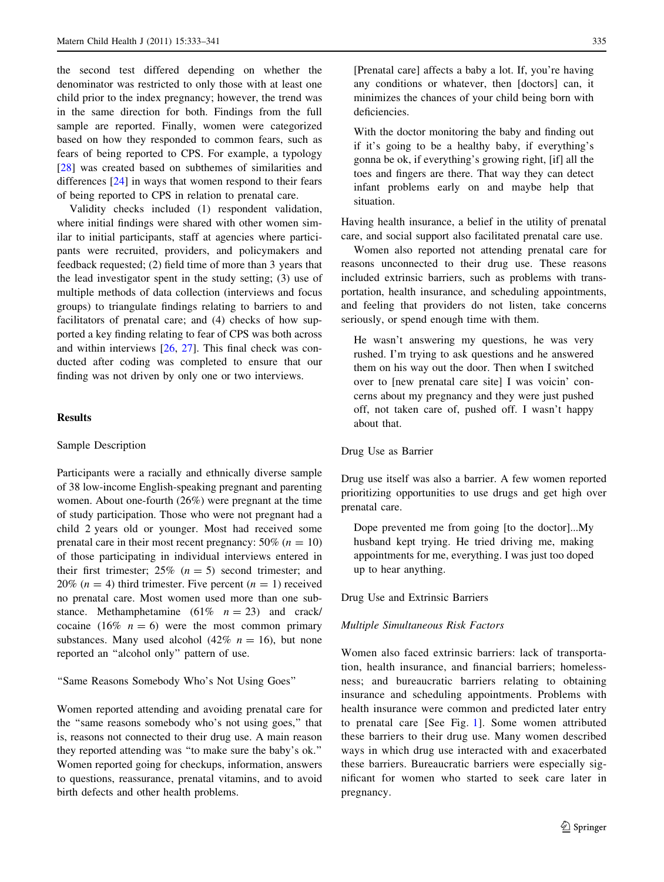the second test differed depending on whether the denominator was restricted to only those with at least one child prior to the index pregnancy; however, the trend was in the same direction for both. Findings from the full sample are reported. Finally, women were categorized based on how they responded to common fears, such as fears of being reported to CPS. For example, a typology [28] was created based on subthemes of similarities and differences [24] in ways that women respond to their fears of being reported to CPS in relation to prenatal care.

Validity checks included (1) respondent validation, where initial findings were shared with other women similar to initial participants, staff at agencies where participants were recruited, providers, and policymakers and feedback requested; (2) field time of more than 3 years that the lead investigator spent in the study setting; (3) use of multiple methods of data collection (interviews and focus groups) to triangulate findings relating to barriers to and facilitators of prenatal care; and (4) checks of how supported a key finding relating to fear of CPS was both across and within interviews [26, 27]. This final check was conducted after coding was completed to ensure that our finding was not driven by only one or two interviews.

## Results

### Sample Description

Participants were a racially and ethnically diverse sample of 38 low-income English-speaking pregnant and parenting women. About one-fourth (26%) were pregnant at the time of study participation. Those who were not pregnant had a child 2 years old or younger. Most had received some prenatal care in their most recent pregnancy: 50% ($n = 10$) of those participating in individual interviews entered in their first trimester; 25% ($n = 5$) second trimester; and 20% ($n = 4$) third trimester. Five percent ($n = 1$) received no prenatal care. Most women used more than one substance. Methamphetamine (61% $n = 23$) and crack/cocaine (16% $n = 6$) were the most common primary substances. Many used alcohol (42% $n = 16$), but none reported an "alcohol only" pattern of use.

### "Same Reasons Somebody Who's Not Using Goes"

Women reported attending and avoiding prenatal care for the "same reasons somebody who's not using goes," that is, reasons not connected to their drug use. A main reason they reported attending was "to make sure the baby's ok." Women reported going for checkups, information, answers to questions, reassurance, prenatal vitamins, and to avoid birth defects and other health problems.

> [Prenatal care] affects a baby a lot. If, you're having any conditions or whatever, then [doctors] can, it minimizes the chances of your child being born with deficiencies.

> With the doctor monitoring the baby and finding out if it's going to be a healthy baby, if everything's gonna be ok, if everything's growing right, [if] all the toes and fingers are there. That way they can detect infant problems early on and maybe help that situation.

Having health insurance, a belief in the utility of prenatal care, and social support also facilitated prenatal care use.

Women also reported not attending prenatal care for reasons unconnected to their drug use. These reasons included extrinsic barriers, such as problems with transportation, health insurance, and scheduling appointments, and feeling that providers do not listen, take concerns seriously, or spend enough time with them.

> He wasn't answering my questions, he was very rushed. I'm trying to ask questions and he answered them on his way out the door. Then when I switched over to [new prenatal care site] I was voicin' concerns about my pregnancy and they were just pushed off, not taken care of, pushed off. I wasn't happy about that.

### Drug Use as Barrier

Drug use itself was also a barrier. A few women reported prioritizing opportunities to use drugs and get high over prenatal care.

> Dope prevented me from going [to the doctor]...My husband kept trying. He tried driving me, making appointments for me, everything. I was just too doped up to hear anything.

### Drug Use and Extrinsic Barriers

#### *Multiple Simultaneous Risk Factors*

Women also faced extrinsic barriers: lack of transportation, health insurance, and financial barriers; homelessness; and bureaucratic barriers relating to obtaining insurance and scheduling appointments. Problems with health insurance were common and predicted later entry to prenatal care [See Fig. 1]. Some women attributed these barriers to their drug use. Many women described ways in which drug use interacted with and exacerbated these barriers. Bureaucratic barriers were especially significant for women who started to seek care later in pregnancy.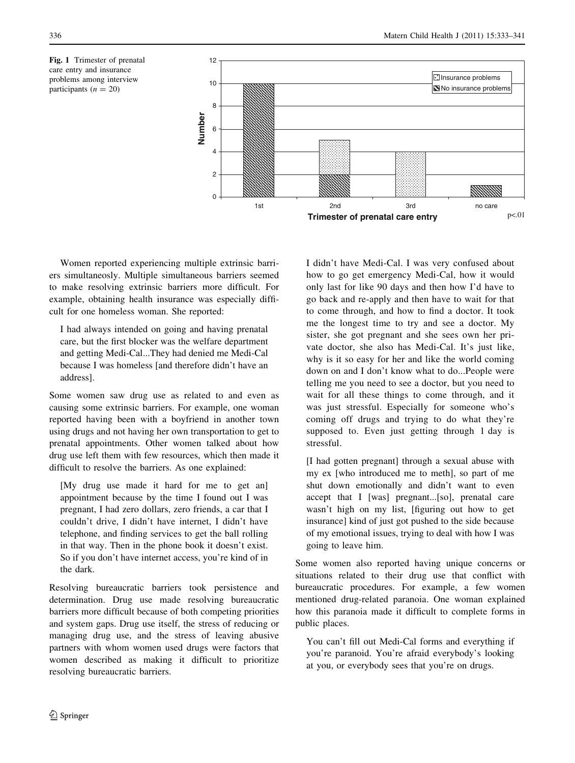Fig. 1 Trimester of prenatal care entry and insurance problems among interview participants ($n = 20$)

12
10
8
6
4
2
0
Number
Insurance problems
No insurance problems
1st
2nd
3rd
no care
Trimester of prenatal care entry
p<.01

Women reported experiencing multiple extrinsic barriers simultaneosly. Multiple simultaneous barriers seemed to make resolving extrinsic barriers more difficult. For example, obtaining health insurance was especially difficult for one homeless woman. She reported:

> I had always intended on going and having prenatal care, but the first blocker was the welfare department and getting Medi-Cal...They had denied me Medi-Cal because I was homeless [and therefore didn't have an address].

Some women saw drug use as related to and even as causing some extrinsic barriers. For example, one woman reported having been with a boyfriend in another town using drugs and not having her own transportation to get to prenatal appointments. Other women talked about how drug use left them with few resources, which then made it difficult to resolve the barriers. As one explained:

> [My drug use made it hard for me to get an] appointment because by the time I found out I was pregnant, I had zero dollars, zero friends, a car that I couldn't drive, I didn't have internet, I didn't have telephone, and finding services to get the ball rolling in that way. Then in the phone book it doesn't exist. So if you don't have internet access, you're kind of in the dark.

Resolving bureaucratic barriers took persistence and determination. Drug use made resolving bureaucratic barriers more difficult because of both competing priorities and system gaps. Drug use itself, the stress of reducing or managing drug use, and the stress of leaving abusive partners with whom women used drugs were factors that women described as making it difficult to prioritize resolving bureaucratic barriers.

> I didn't have Medi-Cal. I was very confused about how to go get emergency Medi-Cal, how it would only last for like 90 days and then how I'd have to go back and re-apply and then have to wait for that to come through, and how to find a doctor. It took me the longest time to try and see a doctor. My sister, she got pregnant and she sees own her private doctor, she also has Medi-Cal. It's just like, why is it so easy for her and like the world coming down on and I don't know what to do...People were telling me you need to see a doctor, but you need to wait for all these things to come through, and it was just stressful. Especially for someone who's coming off drugs and trying to do what they're supposed to. Even just getting through 1 day is stressful.

> [I had gotten pregnant] through a sexual abuse with my ex [who introduced me to meth], so part of me shut down emotionally and didn't want to even accept that I [was] pregnant...[so], prenatal care wasn't high on my list, [figuring out how to get insurance] kind of just got pushed to the side because of my emotional issues, trying to deal with how I was going to leave him.

Some women also reported having unique concerns or situations related to their drug use that conflict with bureaucratic procedures. For example, a few women mentioned drug-related paranoia. One woman explained how this paranoia made it difficult to complete forms in public places.

> You can't fill out Medi-Cal forms and everything if you're paranoid. You're afraid everybody's looking at you, or everybody sees that you're on drugs.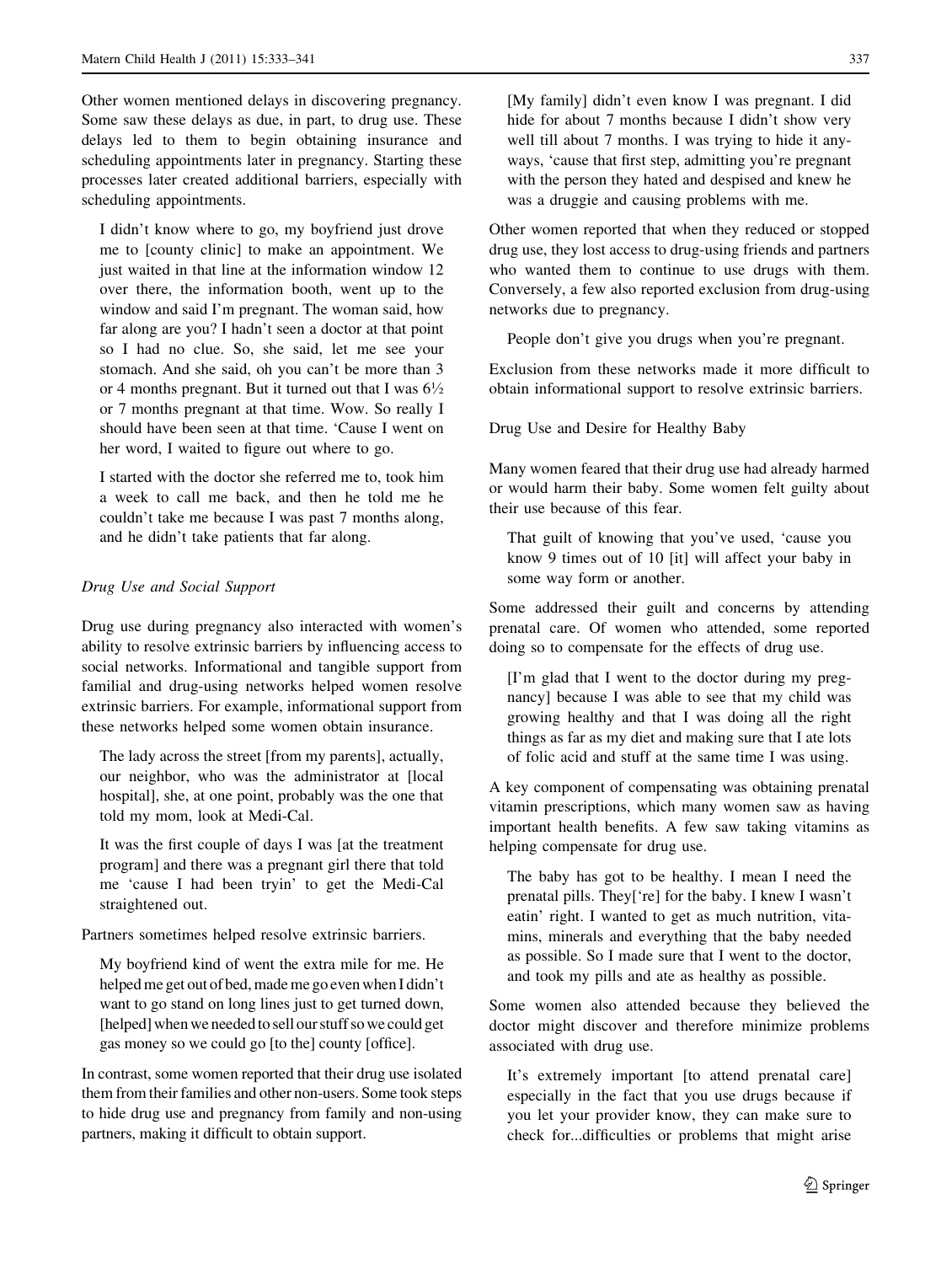Other women mentioned delays in discovering pregnancy. Some saw these delays as due, in part, to drug use. These delays led to them to begin obtaining insurance and scheduling appointments later in pregnancy. Starting these processes later created additional barriers, especially with scheduling appointments.

> I didn't know where to go, my boyfriend just drove me to [county clinic] to make an appointment. We just waited in that line at the information window 12 over there, the information booth, went up to the window and said I'm pregnant. The woman said, how far along are you? I hadn't seen a doctor at that point so I had no clue. So, she said, let me see your stomach. And she said, oh you can't be more than 3 or 4 months pregnant. But it turned out that I was 6½ or 7 months pregnant at that time. Wow. So really I should have been seen at that time. 'Cause I went on her word, I waited to figure out where to go.

> I started with the doctor she referred me to, took him a week to call me back, and then he told me he couldn't take me because I was past 7 months along, and he didn't take patients that far along.

*Drug Use and Social Support*

Drug use during pregnancy also interacted with women's ability to resolve extrinsic barriers by influencing access to social networks. Informational and tangible support from familial and drug-using networks helped women resolve extrinsic barriers. For example, informational support from these networks helped some women obtain insurance.

> The lady across the street [from my parents], actually, our neighbor, who was the administrator at [local hospital], she, at one point, probably was the one that told my mom, look at Medi-Cal.

> It was the first couple of days I was [at the treatment program] and there was a pregnant girl there that told me 'cause I had been tryin' to get the Medi-Cal straightened out.

Partners sometimes helped resolve extrinsic barriers.

> My boyfriend kind of went the extra mile for me. He helped me get out of bed, made me go even when I didn't want to go stand on long lines just to get turned down, [helped] when we needed to sell our stuff so we could get gas money so we could go [to the] county [office].

In contrast, some women reported that their drug use isolated them from their families and other non-users. Some took steps to hide drug use and pregnancy from family and non-using partners, making it difficult to obtain support.

> [My family] didn't even know I was pregnant. I did hide for about 7 months because I didn't show very well till about 7 months. I was trying to hide it anyways, 'cause that first step, admitting you're pregnant with the person they hated and despised and knew he was a druggie and causing problems with me.

Other women reported that when they reduced or stopped drug use, they lost access to drug-using friends and partners who wanted them to continue to use drugs with them. Conversely, a few also reported exclusion from drug-using networks due to pregnancy.

> People don't give you drugs when you're pregnant.

Exclusion from these networks made it more difficult to obtain informational support to resolve extrinsic barriers.

*Drug Use and Desire for Healthy Baby*

Many women feared that their drug use had already harmed or would harm their baby. Some women felt guilty about their use because of this fear.

> That guilt of knowing that you've used, 'cause you know 9 times out of 10 [it] will affect your baby in some way form or another.

Some addressed their guilt and concerns by attending prenatal care. Of women who attended, some reported doing so to compensate for the effects of drug use.

> [I'm glad that I went to the doctor during my pregnancy] because I was able to see that my child was growing healthy and that I was doing all the right things as far as my diet and making sure that I ate lots of folic acid and stuff at the same time I was using.

A key component of compensating was obtaining prenatal vitamin prescriptions, which many women saw as having important health benefits. A few saw taking vitamins as helping compensate for drug use.

> The baby has got to be healthy. I mean I need the prenatal pills. They['re] for the baby. I knew I wasn't eatin' right. I wanted to get as much nutrition, vitamins, minerals and everything that the baby needed as possible. So I made sure that I went to the doctor, and took my pills and ate as healthy as possible.

Some women also attended because they believed the doctor might discover and therefore minimize problems associated with drug use.

> It's extremely important [to attend prenatal care] especially in the fact that you use drugs because if you let your provider know, they can make sure to check for...difficulties or problems that might arise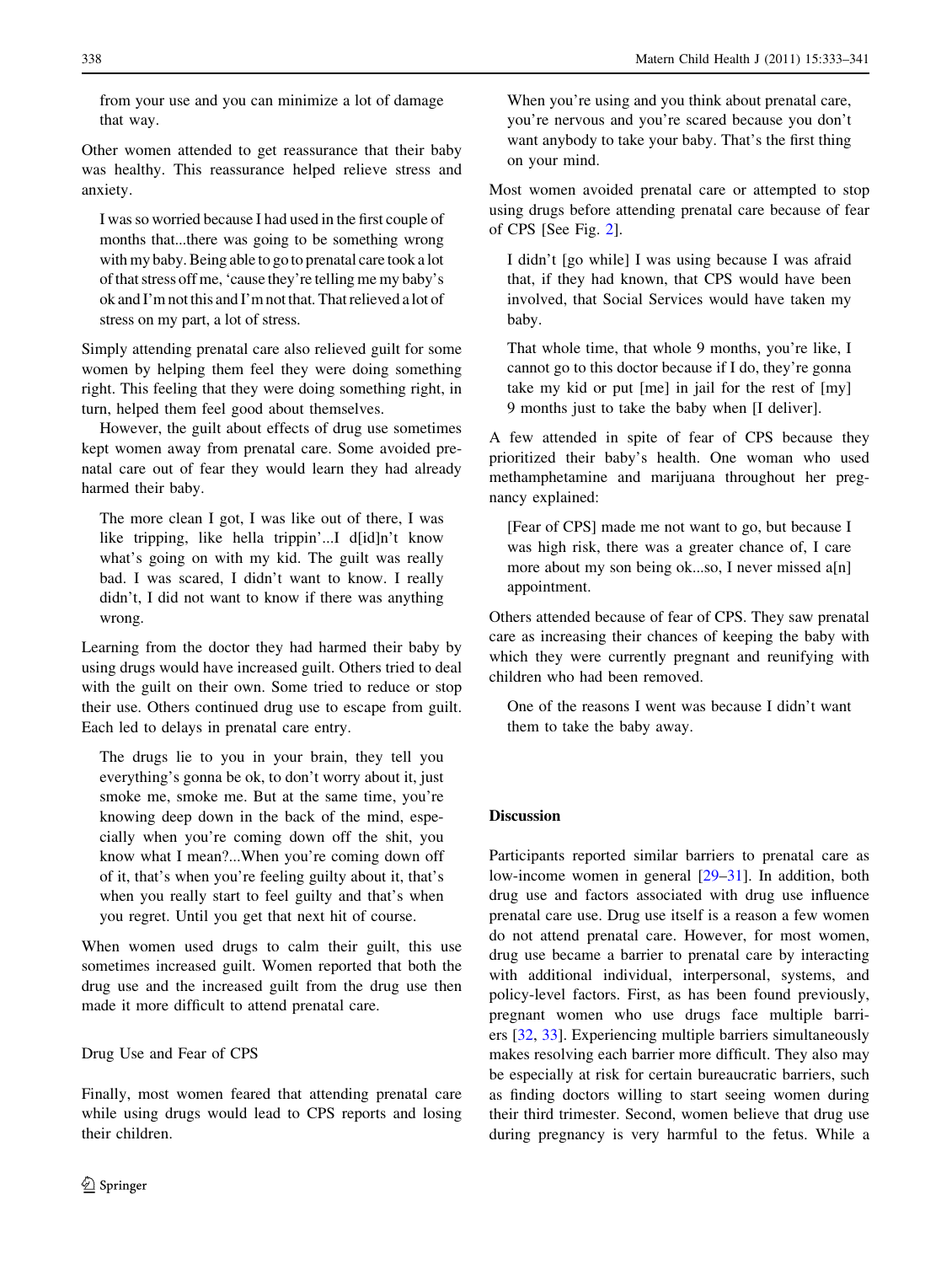from your use and you can minimize a lot of damage that way.

Other women attended to get reassurance that their baby was healthy. This reassurance helped relieve stress and anxiety.

> I was so worried because I had used in the first couple of months that...there was going to be something wrong with my baby. Being able to go to prenatal care took a lot of that stress off me, 'cause they're telling me my baby's ok and I'm not this and I'm not that. That relieved a lot of stress on my part, a lot of stress.

Simply attending prenatal care also relieved guilt for some women by helping them feel they were doing something right. This feeling that they were doing something right, in turn, helped them feel good about themselves.

However, the guilt about effects of drug use sometimes kept women away from prenatal care. Some avoided prenatal care out of fear they would learn they had already harmed their baby.

> The more clean I got, I was like out of there, I was like tripping, like hella trippin'...I d[id]n't know what's going on with my kid. The guilt was really bad. I was scared, I didn't want to know. I really didn't, I did not want to know if there was anything wrong.

Learning from the doctor they had harmed their baby by using drugs would have increased guilt. Others tried to deal with the guilt on their own. Some tried to reduce or stop their use. Others continued drug use to escape from guilt. Each led to delays in prenatal care entry.

> The drugs lie to you in your brain, they tell you everything's gonna be ok, to don't worry about it, just smoke me, smoke me. But at the same time, you're knowing deep down in the back of the mind, especially when you're coming down off the shit, you know what I mean?...When you're coming down off of it, that's when you're feeling guilty about it, that's when you really start to feel guilty and that's when you regret. Until you get that next hit of course.

When women used drugs to calm their guilt, this use sometimes increased guilt. Women reported that both the drug use and the increased guilt from the drug use then made it more difficult to attend prenatal care.

### Drug Use and Fear of CPS

Finally, most women feared that attending prenatal care while using drugs would lead to CPS reports and losing their children.

> When you're using and you think about prenatal care, you're nervous and you're scared because you don't want anybody to take your baby. That's the first thing on your mind.

Most women avoided prenatal care or attempted to stop using drugs before attending prenatal care because of fear of CPS [See Fig. 2].

> I didn't [go while] I was using because I was afraid that, if they had known, that CPS would have been involved, that Social Services would have taken my baby.

> That whole time, that whole 9 months, you're like, I cannot go to this doctor because if I do, they're gonna take my kid or put [me] in jail for the rest of [my] 9 months just to take the baby when [I deliver].

A few attended in spite of fear of CPS because they prioritized their baby's health. One woman who used methamphetamine and marijuana throughout her pregnancy explained:

> [Fear of CPS] made me not want to go, but because I was high risk, there was a greater chance of, I care more about my son being ok...so, I never missed a[n] appointment.

Others attended because of fear of CPS. They saw prenatal care as increasing their chances of keeping the baby with which they were currently pregnant and reunifying with children who had been removed.

> One of the reasons I went was because I didn't want them to take the baby away.

## Discussion

Participants reported similar barriers to prenatal care as low-income women in general [29–31]. In addition, both drug use and factors associated with drug use influence prenatal care use. Drug use itself is a reason a few women do not attend prenatal care. However, for most women, drug use became a barrier to prenatal care by interacting with additional individual, interpersonal, systems, and policy-level factors. First, as has been found previously, pregnant women who use drugs face multiple barriers [32, 33]. Experiencing multiple barriers simultaneously makes resolving each barrier more difficult. They also may be especially at risk for certain bureaucratic barriers, such as finding doctors willing to start seeing women during their third trimester. Second, women believe that drug use during pregnancy is very harmful to the fetus. While a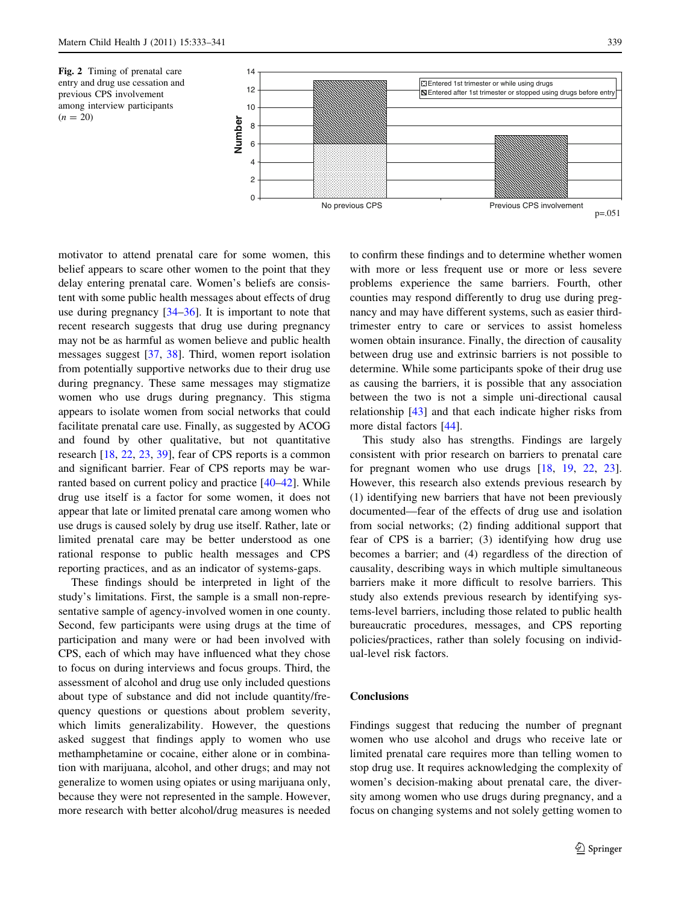**Fig. 2** Timing of prenatal care entry and drug use cessation and previous CPS involvement among interview participants (*n* = 20)

14
12
10
8
6
4
2
0
Number
Entered 1st trimester or while using drugs
Entered after 1st trimester or stopped using drugs before entry
No previous CPS
Previous CPS involvement
p=.051

motivator to attend prenatal care for some women, this belief appears to scare other women to the point that they delay entering prenatal care. Women's beliefs are consistent with some public health messages about effects of drug use during pregnancy [34–36]. It is important to note that recent research suggests that drug use during pregnancy may not be as harmful as women believe and public health messages suggest [37, 38]. Third, women report isolation from potentially supportive networks due to their drug use during pregnancy. These same messages may stigmatize women who use drugs during pregnancy. This stigma appears to isolate women from social networks that could facilitate prenatal care use. Finally, as suggested by ACOG and found by other qualitative, but not quantitative research [18, 22, 23, 39], fear of CPS reports is a common and significant barrier. Fear of CPS reports may be warranted based on current policy and practice [40–42]. While drug use itself is a factor for some women, it does not appear that late or limited prenatal care among women who use drugs is caused solely by drug use itself. Rather, late or limited prenatal care may be better understood as one rational response to public health messages and CPS reporting practices, and as an indicator of systems-gaps.

These findings should be interpreted in light of the study's limitations. First, the sample is a small non-representative sample of agency-involved women in one county. Second, few participants were using drugs at the time of participation and many were or had been involved with CPS, each of which may have influenced what they chose to focus on during interviews and focus groups. Third, the assessment of alcohol and drug use only included questions about type of substance and did not include quantity/frequency questions or questions about problem severity, which limits generalizability. However, the questions asked suggest that findings apply to women who use methamphetamine or cocaine, either alone or in combination with marijuana, alcohol, and other drugs; and may not generalize to women using opiates or using marijuana only, because they were not represented in the sample. However, more research with better alcohol/drug measures is needed to confirm these findings and to determine whether women with more or less frequent use or more or less severe problems experience the same barriers. Fourth, other counties may respond differently to drug use during pregnancy and may have different systems, such as easier third-trimester entry to care or services to assist homeless women obtain insurance. Finally, the direction of causality between drug use and extrinsic barriers is not possible to determine. While some participants spoke of their drug use as causing the barriers, it is possible that any association between the two is not a simple uni-directional causal relationship [43] and that each indicate higher risks from more distal factors [44].

This study also has strengths. Findings are largely consistent with prior research on barriers to prenatal care for pregnant women who use drugs [18, 19, 22, 23]. However, this research also extends previous research by (1) identifying new barriers that have not been previously documented—fear of the effects of drug use and isolation from social networks; (2) finding additional support that fear of CPS is a barrier; (3) identifying how drug use becomes a barrier; and (4) regardless of the direction of causality, describing ways in which multiple simultaneous barriers make it more difficult to resolve barriers. This study also extends previous research by identifying systems-level barriers, including those related to public health bureaucratic procedures, messages, and CPS reporting policies/practices, rather than solely focusing on individual-level risk factors.

## Conclusions

Findings suggest that reducing the number of pregnant women who use alcohol and drugs who receive late or limited prenatal care requires more than telling women to stop drug use. It requires acknowledging the complexity of women's decision-making about prenatal care, the diversity among women who use drugs during pregnancy, and a focus on changing systems and not solely getting women to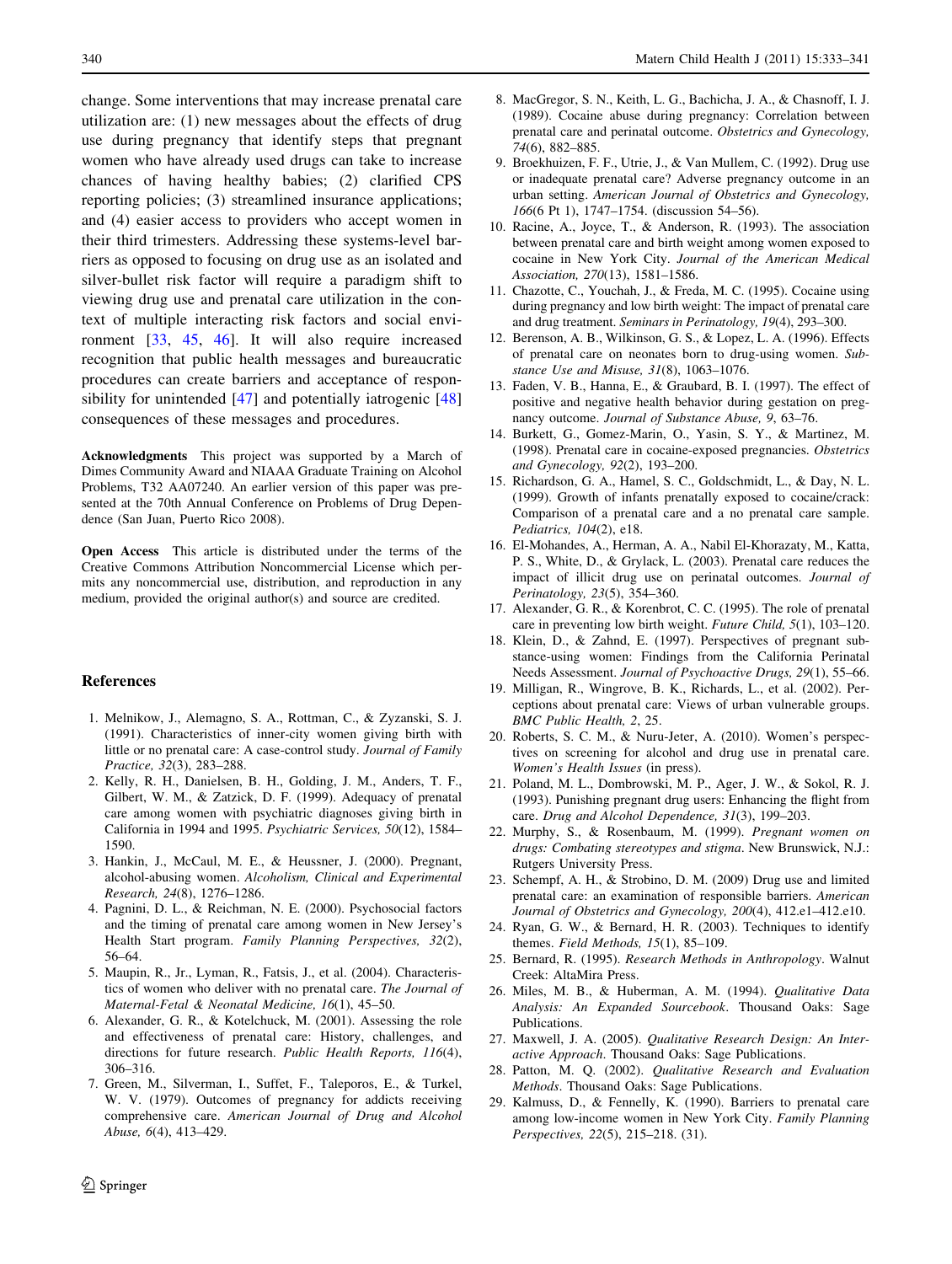change. Some interventions that may increase prenatal care utilization are: (1) new messages about the effects of drug use during pregnancy that identify steps that pregnant women who have already used drugs can take to increase chances of having healthy babies; (2) clarified CPS reporting policies; (3) streamlined insurance applications; and (4) easier access to providers who accept women in their third trimesters. Addressing these systems-level barriers as opposed to focusing on drug use as an isolated and silver-bullet risk factor will require a paradigm shift to viewing drug use and prenatal care utilization in the context of multiple interacting risk factors and social environment [33, 45, 46]. It will also require increased recognition that public health messages and bureaucratic procedures can create barriers and acceptance of responsibility for unintended [47] and potentially iatrogenic [48] consequences of these messages and procedures.

**Acknowledgments** This project was supported by a March of Dimes Community Award and NIAAA Graduate Training on Alcohol Problems, T32 AA07240. An earlier version of this paper was presented at the 70th Annual Conference on Problems of Drug Dependence (San Juan, Puerto Rico 2008).

**Open Access** This article is distributed under the terms of the Creative Commons Attribution Noncommercial License which permits any noncommercial use, distribution, and reproduction in any medium, provided the original author(s) and source are credited.

## References

1. Melnikow, J., Alemagno, S. A., Rottman, C., & Zyzanski, S. J. (1991). Characteristics of inner-city women giving birth with little or no prenatal care: A case-control study. *Journal of Family Practice, 32*(3), 283–288.
2. Kelly, R. H., Danielsen, B. H., Golding, J. M., Anders, T. F., Gilbert, W. M., & Zatzick, D. F. (1999). Adequacy of prenatal care among women with psychiatric diagnoses giving birth in California in 1994 and 1995. *Psychiatric Services, 50*(12), 1584–1590.
3. Hankin, J., McCaul, M. E., & Heussner, J. (2000). Pregnant, alcohol-abusing women. *Alcoholism, Clinical and Experimental Research, 24*(8), 1276–1286.
4. Pagnini, D. L., & Reichman, N. E. (2000). Psychosocial factors and the timing of prenatal care among women in New Jersey's Health Start program. *Family Planning Perspectives, 32*(2), 56–64.
5. Maupin, R., Jr., Lyman, R., Fatsis, J., et al. (2004). Characteristics of women who deliver with no prenatal care. *The Journal of Maternal-Fetal & Neonatal Medicine, 16*(1), 45–50.
6. Alexander, G. R., & Kotelchuck, M. (2001). Assessing the role and effectiveness of prenatal care: History, challenges, and directions for future research. *Public Health Reports, 116*(4), 306–316.
7. Green, M., Silverman, I., Suffet, F., Taleporos, E., & Turkel, W. V. (1979). Outcomes of pregnancy for addicts receiving comprehensive care. *American Journal of Drug and Alcohol Abuse, 6*(4), 413–429.
8. MacGregor, S. N., Keith, L. G., Bachicha, J. A., & Chasnoff, I. J. (1989). Cocaine abuse during pregnancy: Correlation between prenatal care and perinatal outcome. *Obstetrics and Gynecology, 74*(6), 882–885.
9. Broekhuizen, F. F., Utrie, J., & Van Mullem, C. (1992). Drug use or inadequate prenatal care? Adverse pregnancy outcome in an urban setting. *American Journal of Obstetrics and Gynecology, 166*(6 Pt 1), 1747–1754. (discussion 54–56).
10. Racine, A., Joyce, T., & Anderson, R. (1993). The association between prenatal care and birth weight among women exposed to cocaine in New York City. *Journal of the American Medical Association, 270*(13), 1581–1586.
11. Chazotte, C., Youchah, J., & Freda, M. C. (1995). Cocaine using during pregnancy and low birth weight: The impact of prenatal care and drug treatment. *Seminars in Perinatology, 19*(4), 293–300.
12. Berenson, A. B., Wilkinson, G. S., & Lopez, L. A. (1996). Effects of prenatal care on neonates born to drug-using women. *Substance Use and Misuse, 31*(8), 1063–1076.
13. Faden, V. B., Hanna, E., & Graubard, B. I. (1997). The effect of positive and negative health behavior during gestation on pregnancy outcome. *Journal of Substance Abuse, 9*, 63–76.
14. Burkett, G., Gomez-Marin, O., Yasin, S. Y., & Martinez, M. (1998). Prenatal care in cocaine-exposed pregnancies. *Obstetrics and Gynecology, 92*(2), 193–200.
15. Richardson, G. A., Hamel, S. C., Goldschmidt, L., & Day, N. L. (1999). Growth of infants prenatally exposed to cocaine/crack: Comparison of a prenatal care and a no prenatal care sample. *Pediatrics, 104*(2), e18.
16. El-Mohandes, A., Herman, A. A., Nabil El-Khorazaty, M., Katta, P. S., White, D., & Grylack, L. (2003). Prenatal care reduces the impact of illicit drug use on perinatal outcomes. *Journal of Perinatology, 23*(5), 354–360.
17. Alexander, G. R., & Korenbrot, C. C. (1995). The role of prenatal care in preventing low birth weight. *Future Child, 5*(1), 103–120.
18. Klein, D., & Zahnd, E. (1997). Perspectives of pregnant substance-using women: Findings from the California Perinatal Needs Assessment. *Journal of Psychoactive Drugs, 29*(1), 55–66.
19. Milligan, R., Wingrove, B. K., Richards, L., et al. (2002). Perceptions about prenatal care: Views of urban vulnerable groups. *BMC Public Health, 2*, 25.
20. Roberts, S. C. M., & Nuru-Jeter, A. (2010). Women's perspectives on screening for alcohol and drug use in prenatal care. *Women's Health Issues* (in press).
21. Poland, M. L., Dombrowski, M. P., Ager, J. W., & Sokol, R. J. (1993). Punishing pregnant drug users: Enhancing the flight from care. *Drug and Alcohol Dependence, 31*(3), 199–203.
22. Murphy, S., & Rosenbaum, M. (1999). *Pregnant women on drugs: Combating stereotypes and stigma*. New Brunswick, N.J.: Rutgers University Press.
23. Schempf, A. H., & Strobino, D. M. (2009) Drug use and limited prenatal care: an examination of responsible barriers. *American Journal of Obstetrics and Gynecology, 200*(4), 412.e1–412.e10.
24. Ryan, G. W., & Bernard, H. R. (2003). Techniques to identify themes. *Field Methods, 15*(1), 85–109.
25. Bernard, R. (1995). *Research Methods in Anthropology*. Walnut Creek: AltaMira Press.
26. Miles, M. B., & Huberman, A. M. (1994). *Qualitative Data Analysis: An Expanded Sourcebook*. Thousand Oaks: Sage Publications.
27. Maxwell, J. A. (2005). *Qualitative Research Design: An Interactive Approach*. Thousand Oaks: Sage Publications.
28. Patton, M. Q. (2002). *Qualitative Research and Evaluation Methods*. Thousand Oaks: Sage Publications.
29. Kalmuss, D., & Fennelly, K. (1990). Barriers to prenatal care among low-income women in New York City. *Family Planning Perspectives, 22*(5), 215–218. (31).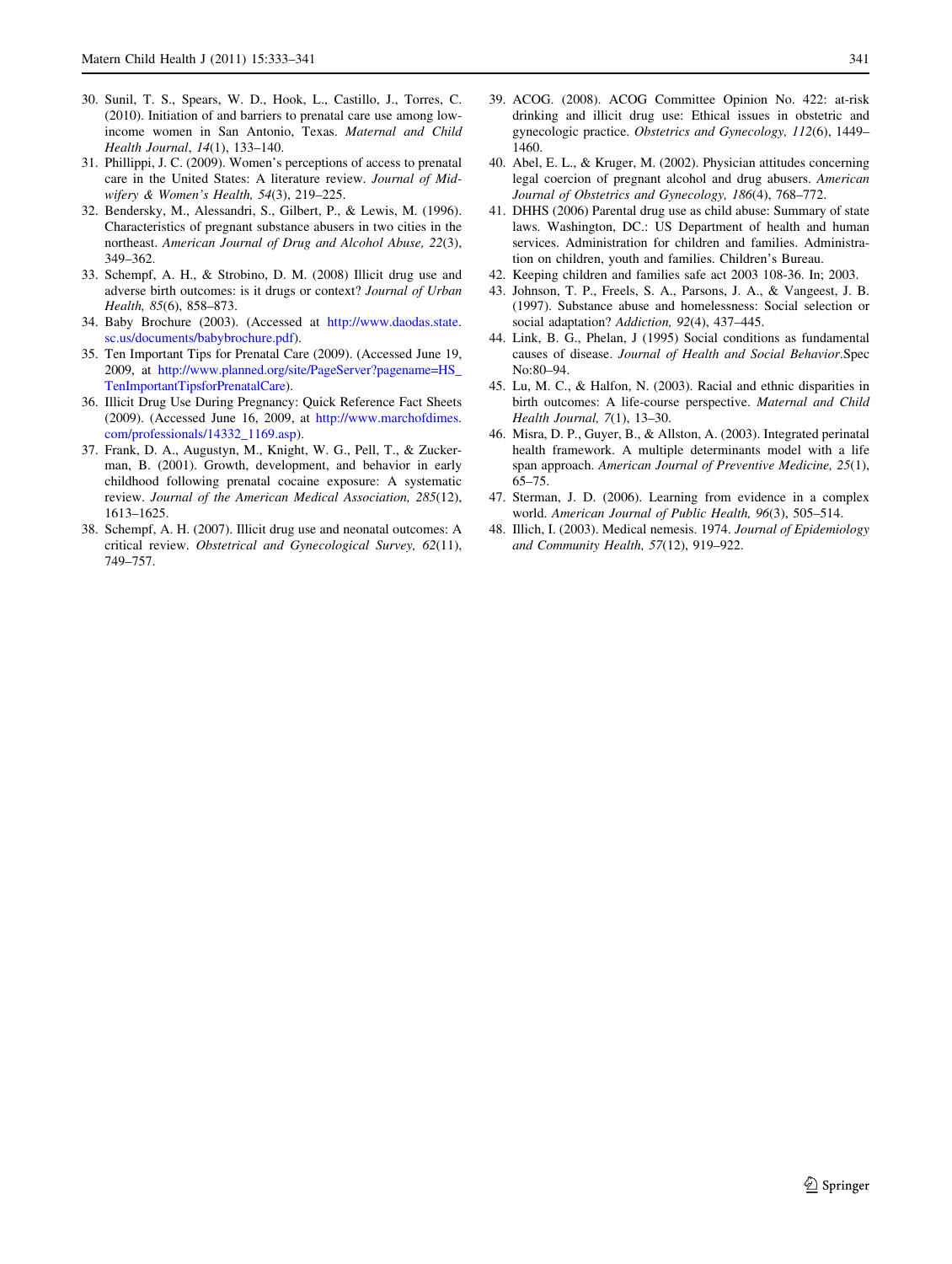30. Sunil, T. S., Spears, W. D., Hook, L., Castillo, J., Torres, C. (2010). Initiation of and barriers to prenatal care use among low-income women in San Antonio, Texas. *Maternal and Child Health Journal*, *14*(1), 133–140.
31. Phillippi, J. C. (2009). Women's perceptions of access to prenatal care in the United States: A literature review. *Journal of Midwifery & Women's Health, 54*(3), 219–225.
32. Bendersky, M., Alessandri, S., Gilbert, P., & Lewis, M. (1996). Characteristics of pregnant substance abusers in two cities in the northeast. *American Journal of Drug and Alcohol Abuse, 22*(3), 349–362.
33. Schempf, A. H., & Strobino, D. M. (2008) Illicit drug use and adverse birth outcomes: is it drugs or context? *Journal of Urban Health, 85*(6), 858–873.
34. Baby Brochure (2003). (Accessed at http://www.daodas.state.sc.us/documents/babybrochure.pdf).
35. Ten Important Tips for Prenatal Care (2009). (Accessed June 19, 2009, at http://www.planned.org/site/PageServer?pagename=HS_TenImportantTipsforPrenatalCare).
36. Illicit Drug Use During Pregnancy: Quick Reference Fact Sheets (2009). (Accessed June 16, 2009, at http://www.marchofdimes.com/professionals/14332_1169.asp).
37. Frank, D. A., Augustyn, M., Knight, W. G., Pell, T., & Zuckerman, B. (2001). Growth, development, and behavior in early childhood following prenatal cocaine exposure: A systematic review. *Journal of the American Medical Association, 285*(12), 1613–1625.
38. Schempf, A. H. (2007). Illicit drug use and neonatal outcomes: A critical review. *Obstetrical and Gynecological Survey, 62*(11), 749–757.
39. ACOG. (2008). ACOG Committee Opinion No. 422: at-risk drinking and illicit drug use: Ethical issues in obstetric and gynecologic practice. *Obstetrics and Gynecology, 112*(6), 1449–1460.
40. Abel, E. L., & Kruger, M. (2002). Physician attitudes concerning legal coercion of pregnant alcohol and drug abusers. *American Journal of Obstetrics and Gynecology, 186*(4), 768–772.
41. DHHS (2006) Parental drug use as child abuse: Summary of state laws. Washington, DC.: US Department of health and human services. Administration for children and families. Administration on children, youth and families. Children's Bureau.
42. Keeping children and families safe act 2003 108-36. In; 2003.
43. Johnson, T. P., Freels, S. A., Parsons, J. A., & Vangeest, J. B. (1997). Substance abuse and homelessness: Social selection or social adaptation? *Addiction, 92*(4), 437–445.
44. Link, B. G., Phelan, J (1995) Social conditions as fundamental causes of disease. *Journal of Health and Social Behavior*.Spec No:80–94.
45. Lu, M. C., & Halfon, N. (2003). Racial and ethnic disparities in birth outcomes: A life-course perspective. *Maternal and Child Health Journal, 7*(1), 13–30.
46. Misra, D. P., Guyer, B., & Allston, A. (2003). Integrated perinatal health framework. A multiple determinants model with a life span approach. *American Journal of Preventive Medicine, 25*(1), 65–75.
47. Sterman, J. D. (2006). Learning from evidence in a complex world. *American Journal of Public Health, 96*(3), 505–514.
48. Illich, I. (2003). Medical nemesis. 1974. *Journal of Epidemiology and Community Health, 57*(12), 919–922.